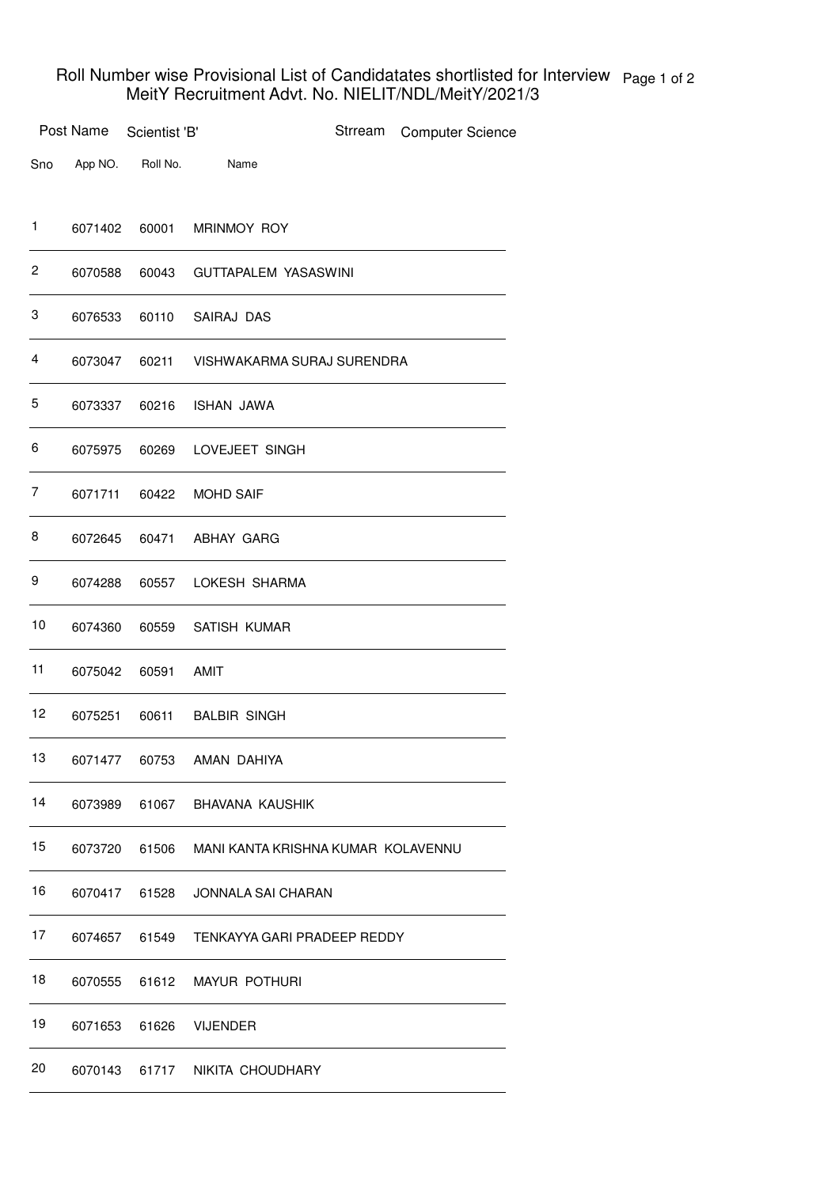# Roll Number wise Provisional List of Candidatates shortlisted for Interview
## MeitY Recruitment Advt. No. NIELIT/NDL/MeitY/2021/3

**Post Name** Scientist 'B' **Strream** Computer Science

| Sno | App NO. | Roll No. | Name |
|---|---|---|---|
| 1 | 6071402 | 60001 | MRINMOY ROY |
| 2 | 6070588 | 60043 | GUTTAPALEM YASASWINI |
| 3 | 6076533 | 60110 | SAIRAJ DAS |
| 4 | 6073047 | 60211 | VISHWAKARMA SURAJ SURENDRA |
| 5 | 6073337 | 60216 | ISHAN JAWA |
| 6 | 6075975 | 60269 | LOVEJEET SINGH |
| 7 | 6071711 | 60422 | MOHD SAIF |
| 8 | 6072645 | 60471 | ABHAY GARG |
| 9 | 6074288 | 60557 | LOKESH SHARMA |
| 10 | 6074360 | 60559 | SATISH KUMAR |
| 11 | 6075042 | 60591 | AMIT |
| 12 | 6075251 | 60611 | BALBIR SINGH |
| 13 | 6071477 | 60753 | AMAN DAHIYA |
| 14 | 6073989 | 61067 | BHAVANA KAUSHIK |
| 15 | 6073720 | 61506 | MANI KANTA KRISHNA KUMAR KOLAVENNU |
| 16 | 6070417 | 61528 | JONNALA SAI CHARAN |
| 17 | 6074657 | 61549 | TENKAYYA GARI PRADEEP REDDY |
| 18 | 6070555 | 61612 | MAYUR POTHURI |
| 19 | 6071653 | 61626 | VIJENDER |
| 20 | 6070143 | 61717 | NIKITA CHOUDHARY |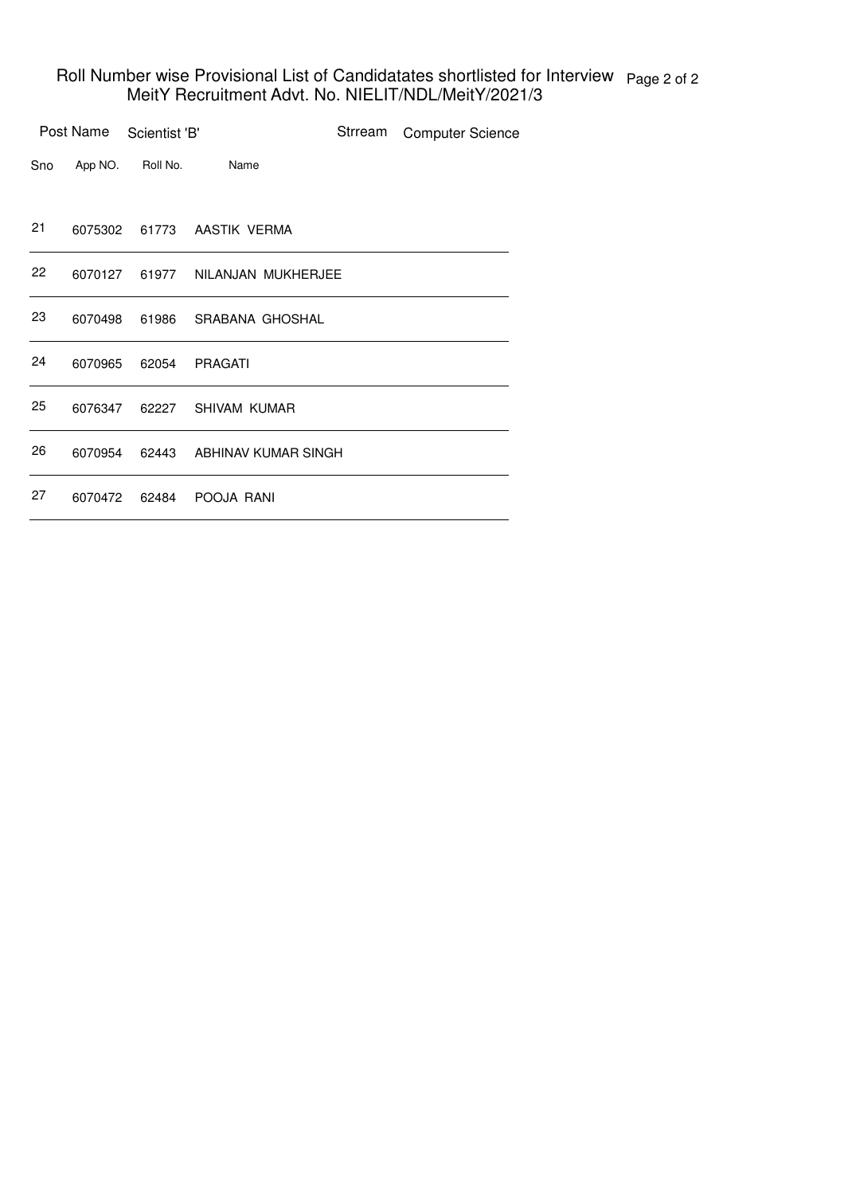# Roll Number wise Provisional List of Candidatates shortlisted for Interview
## MeitY Recruitment Advt. No. NIELIT/NDL/MeitY/2021/3

Post Name: Scientist 'B'    Strream: Computer Science

| Sno | App NO. | Roll No. | Name |
|---|---|---|---|
| 21 | 6075302 | 61773 | AASTIK VERMA |
| 22 | 6070127 | 61977 | NILANJAN MUKHERJEE |
| 23 | 6070498 | 61986 | SRABANA GHOSHAL |
| 24 | 6070965 | 62054 | PRAGATI |
| 25 | 6076347 | 62227 | SHIVAM KUMAR |
| 26 | 6070954 | 62443 | ABHINAV KUMAR SINGH |
| 27 | 6070472 | 62484 | POOJA RANI |